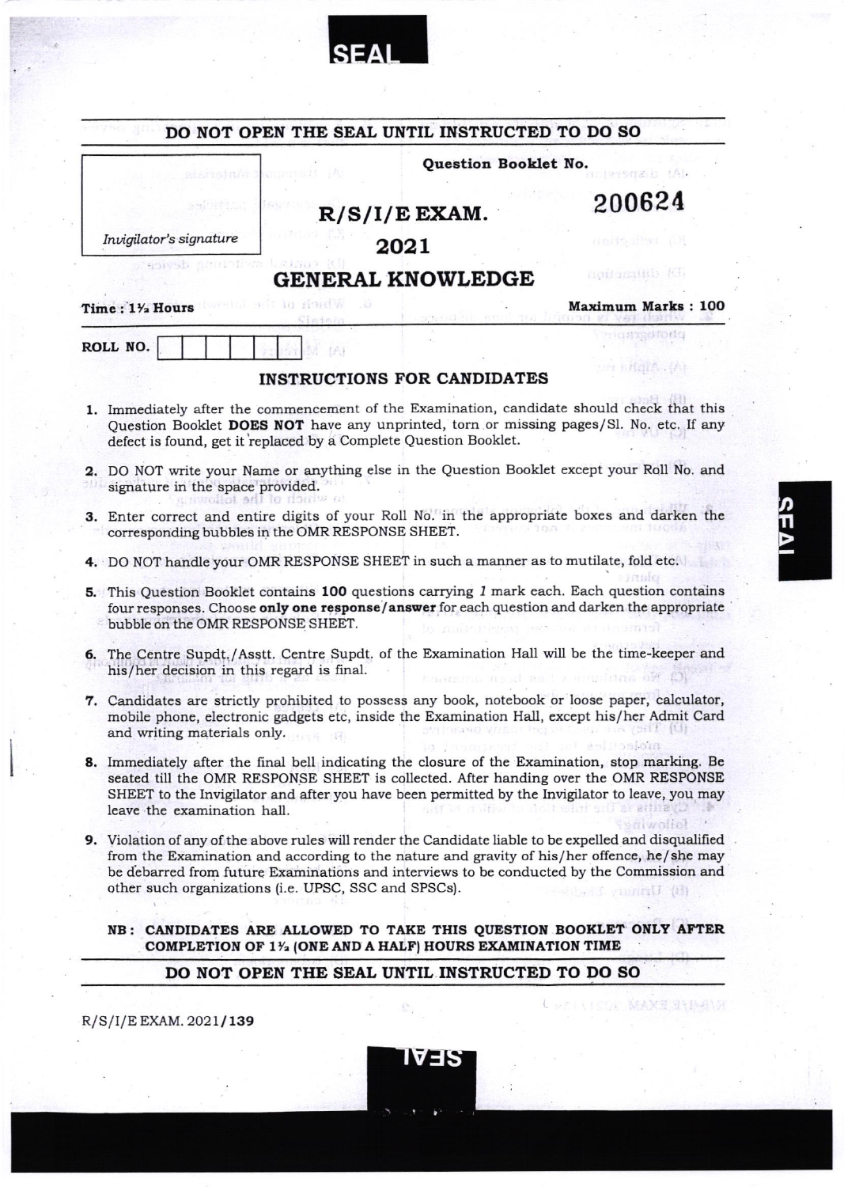SEAL

**DO NOT OPEN THE SEAL UNTIL INSTRUCTED TO DO SO**

*Invigilator's signature*

**Question Booklet No.**

**200624**

## R/S/I/E EXAM.

## 2021

# GENERAL KNOWLEDGE

**Time : 1½ Hours** **Maximum Marks : 100**

**ROLL NO.**

## INSTRUCTIONS FOR CANDIDATES

1. Immediately after the commencement of the Examination, candidate should check that this Question Booklet **DOES NOT** have any unprinted, torn or missing pages/Sl. No. etc. If any defect is found, get it replaced by a Complete Question Booklet.

2. DO NOT write your Name or anything else in the Question Booklet except your Roll No. and signature in the space provided.

3. Enter correct and entire digits of your Roll No. in the appropriate boxes and darken the corresponding bubbles in the OMR RESPONSE SHEET.

4. DO NOT handle your OMR RESPONSE SHEET in such a manner as to mutilate, fold etc.

5. This Question Booklet contains **100** questions carrying *1* mark each. Each question contains four responses. Choose **only one response/answer** for each question and darken the appropriate bubble on the OMR RESPONSE SHEET.

6. The Centre Supdt./Asstt. Centre Supdt. of the Examination Hall will be the time-keeper and his/her decision in this regard is final.

7. Candidates are strictly prohibited to possess any book, notebook or loose paper, calculator, mobile phone, electronic gadgets etc, inside the Examination Hall, except his/her Admit Card and writing materials only.

8. Immediately after the final bell indicating the closure of the Examination, stop marking. Be seated till the OMR RESPONSE SHEET is collected. After handing over the OMR RESPONSE SHEET to the Invigilator and after you have been permitted by the Invigilator to leave, you may leave the examination hall.

9. Violation of any of the above rules will render the Candidate liable to be expelled and disqualified from the Examination and according to the nature and gravity of his/her offence, he/she may be debarred from future Examinations and interviews to be conducted by the Commission and other such organizations (i.e. UPSC, SSC and SPSCs).

**NB : CANDIDATES ARE ALLOWED TO TAKE THIS QUESTION BOOKLET ONLY AFTER COMPLETION OF 1½ (ONE AND A HALF) HOURS EXAMINATION TIME**

**DO NOT OPEN THE SEAL UNTIL INSTRUCTED TO DO SO**

R/S/I/E EXAM. 2021/**139**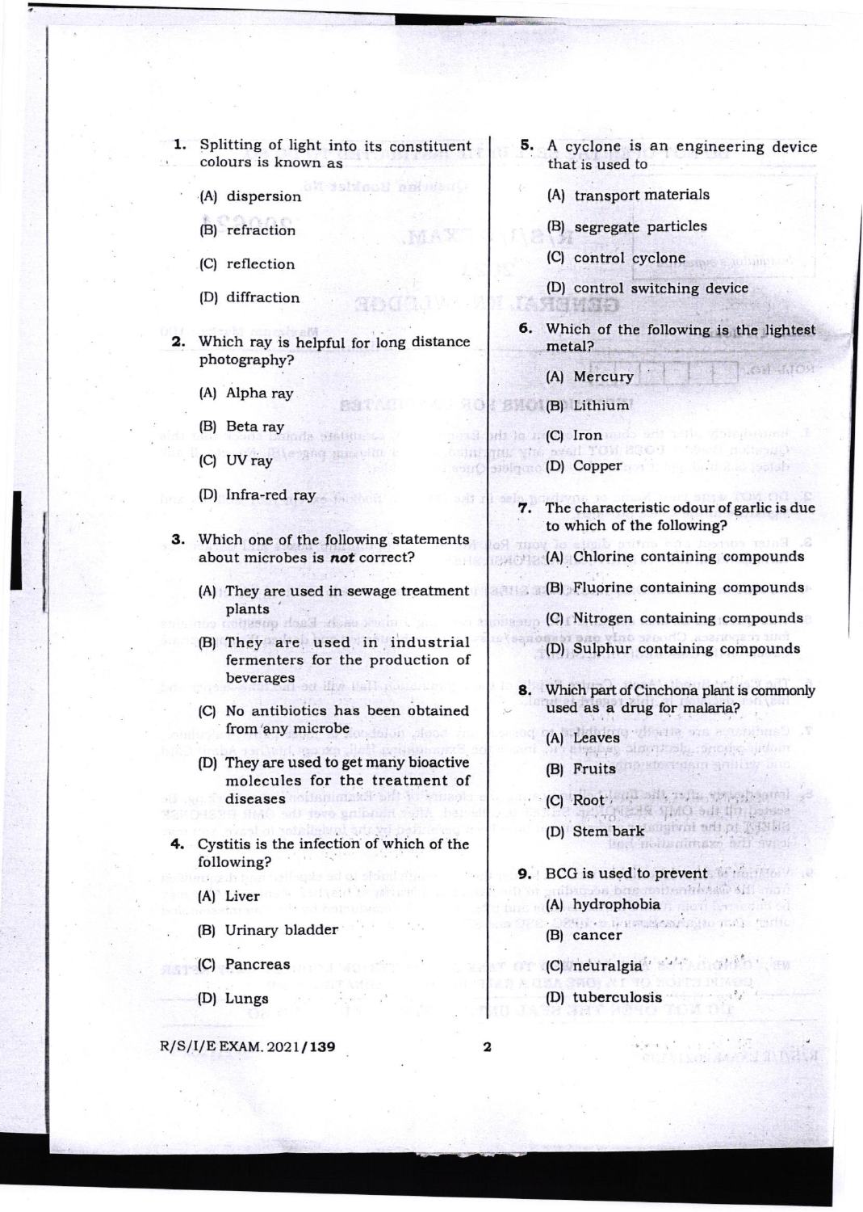1. Splitting of light into its constituent colours is known as

   (A) dispersion

   (B) refraction

   (C) reflection

   (D) diffraction

2. Which ray is helpful for long distance photography?

   (A) Alpha ray

   (B) Beta ray

   (C) UV ray

   (D) Infra-red ray

3. Which one of the following statements about microbes is ***not*** correct?

   (A) They are used in sewage treatment plants

   (B) They are used in industrial fermenters for the production of beverages

   (C) No antibiotics has been obtained from any microbe

   (D) They are used to get many bioactive molecules for the treatment of diseases

4. Cystitis is the infection of which of the following?

   (A) Liver

   (B) Urinary bladder

   (C) Pancreas

   (D) Lungs

5. A cyclone is an engineering device that is used to

   (A) transport materials

   (B) segregate particles

   (C) control cyclone

   (D) control switching device

6. Which of the following is the lightest metal?

   (A) Mercury

   (B) Lithium

   (C) Iron

   (D) Copper

7. The characteristic odour of garlic is due to which of the following?

   (A) Chlorine containing compounds

   (B) Fluorine containing compounds

   (C) Nitrogen containing compounds

   (D) Sulphur containing compounds

8. Which part of Cinchona plant is commonly used as a drug for malaria?

   (A) Leaves

   (B) Fruits

   (C) Root

   (D) Stem bark

9. BCG is used to prevent

   (A) hydrophobia

   (B) cancer

   (C) neuralgia

   (D) tuberculosis